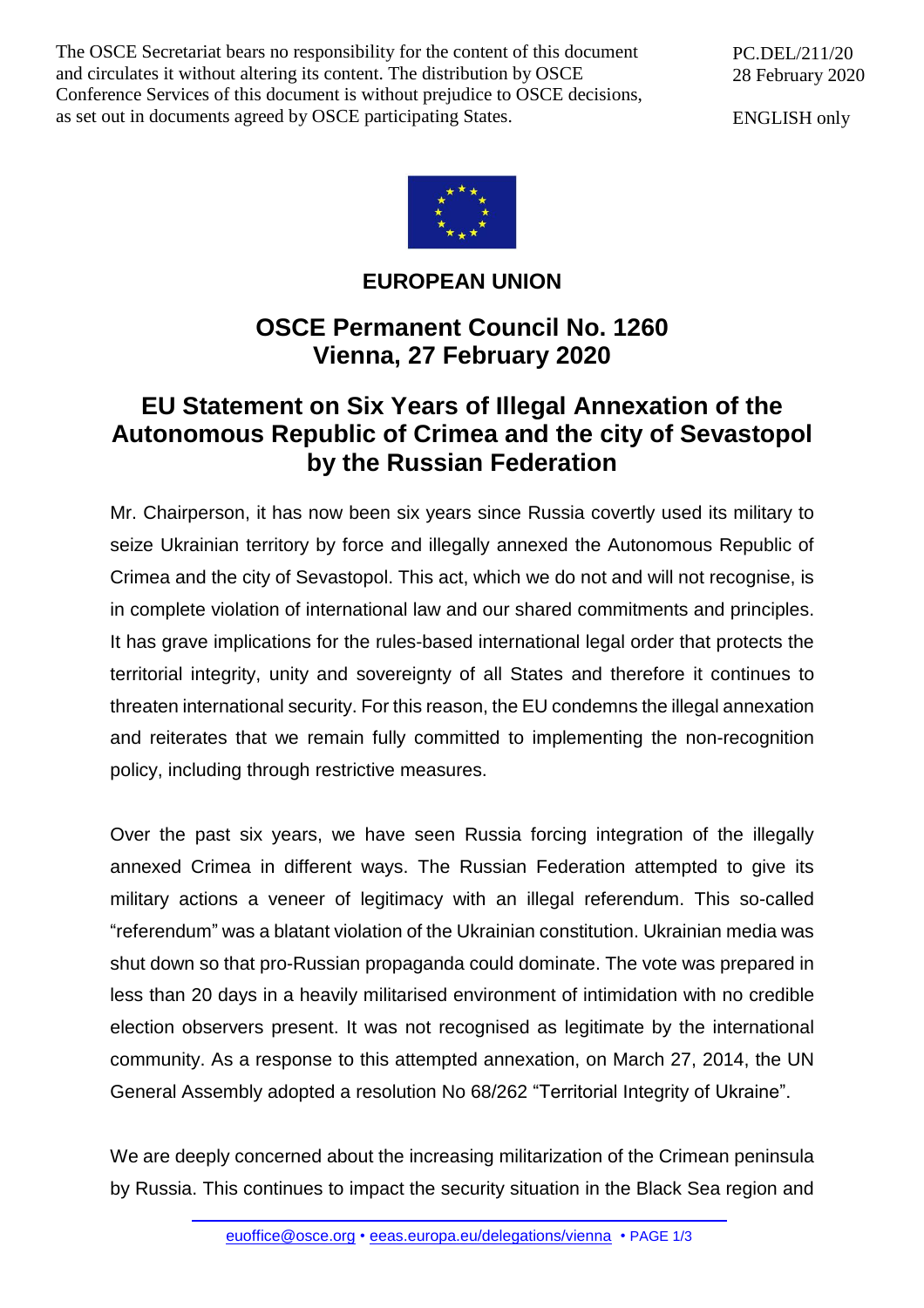The OSCE Secretariat bears no responsibility for the content of this document and circulates it without altering its content. The distribution by OSCE Conference Services of this document is without prejudice to OSCE decisions, as set out in documents agreed by OSCE participating States.

PC.DEL/211/20
28 February 2020

ENGLISH only

**EUROPEAN UNION**

## OSCE Permanent Council No. 1260
## Vienna, 27 February 2020

# EU Statement on Six Years of Illegal Annexation of the Autonomous Republic of Crimea and the city of Sevastopol by the Russian Federation

Mr. Chairperson, it has now been six years since Russia covertly used its military to seize Ukrainian territory by force and illegally annexed the Autonomous Republic of Crimea and the city of Sevastopol. This act, which we do not and will not recognise, is in complete violation of international law and our shared commitments and principles. It has grave implications for the rules-based international legal order that protects the territorial integrity, unity and sovereignty of all States and therefore it continues to threaten international security. For this reason, the EU condemns the illegal annexation and reiterates that we remain fully committed to implementing the non-recognition policy, including through restrictive measures.

Over the past six years, we have seen Russia forcing integration of the illegally annexed Crimea in different ways. The Russian Federation attempted to give its military actions a veneer of legitimacy with an illegal referendum. This so-called "referendum" was a blatant violation of the Ukrainian constitution. Ukrainian media was shut down so that pro-Russian propaganda could dominate. The vote was prepared in less than 20 days in a heavily militarised environment of intimidation with no credible election observers present. It was not recognised as legitimate by the international community. As a response to this attempted annexation, on March 27, 2014, the UN General Assembly adopted a resolution No 68/262 "Territorial Integrity of Ukraine".

We are deeply concerned about the increasing militarization of the Crimean peninsula by Russia. This continues to impact the security situation in the Black Sea region and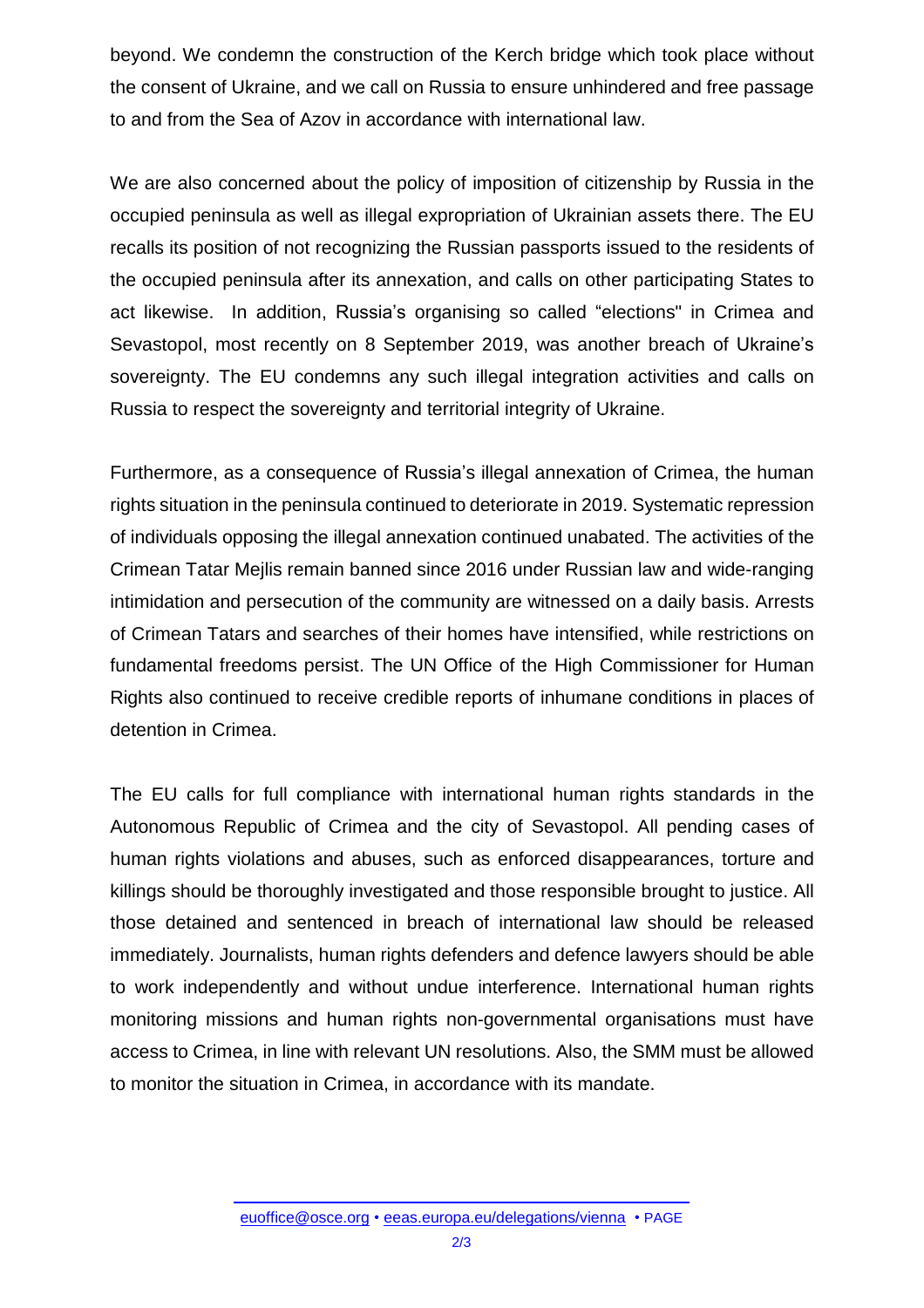beyond. We condemn the construction of the Kerch bridge which took place without the consent of Ukraine, and we call on Russia to ensure unhindered and free passage to and from the Sea of Azov in accordance with international law.

We are also concerned about the policy of imposition of citizenship by Russia in the occupied peninsula as well as illegal expropriation of Ukrainian assets there. The EU recalls its position of not recognizing the Russian passports issued to the residents of the occupied peninsula after its annexation, and calls on other participating States to act likewise. In addition, Russia's organising so called "elections" in Crimea and Sevastopol, most recently on 8 September 2019, was another breach of Ukraine's sovereignty. The EU condemns any such illegal integration activities and calls on Russia to respect the sovereignty and territorial integrity of Ukraine.

Furthermore, as a consequence of Russia's illegal annexation of Crimea, the human rights situation in the peninsula continued to deteriorate in 2019. Systematic repression of individuals opposing the illegal annexation continued unabated. The activities of the Crimean Tatar Mejlis remain banned since 2016 under Russian law and wide-ranging intimidation and persecution of the community are witnessed on a daily basis. Arrests of Crimean Tatars and searches of their homes have intensified, while restrictions on fundamental freedoms persist. The UN Office of the High Commissioner for Human Rights also continued to receive credible reports of inhumane conditions in places of detention in Crimea.

The EU calls for full compliance with international human rights standards in the Autonomous Republic of Crimea and the city of Sevastopol. All pending cases of human rights violations and abuses, such as enforced disappearances, torture and killings should be thoroughly investigated and those responsible brought to justice. All those detained and sentenced in breach of international law should be released immediately. Journalists, human rights defenders and defence lawyers should be able to work independently and without undue interference. International human rights monitoring missions and human rights non-governmental organisations must have access to Crimea, in line with relevant UN resolutions. Also, the SMM must be allowed to monitor the situation in Crimea, in accordance with its mandate.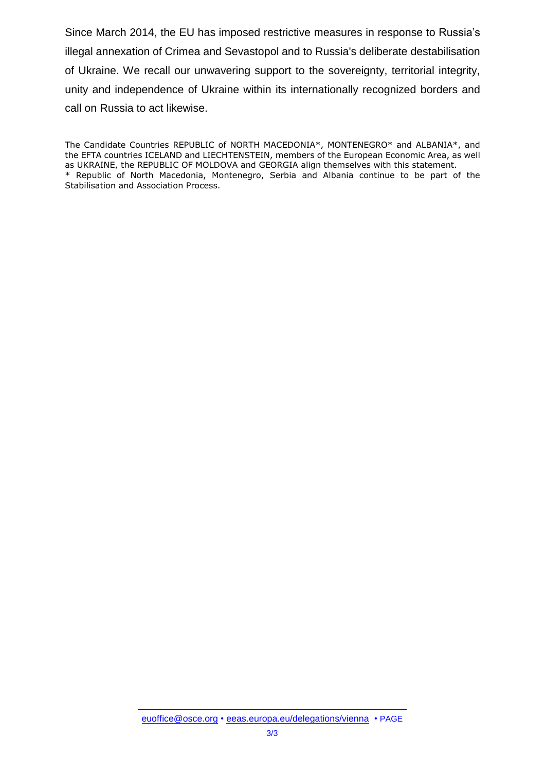Since March 2014, the EU has imposed restrictive measures in response to Russia's illegal annexation of Crimea and Sevastopol and to Russia's deliberate destabilisation of Ukraine. We recall our unwavering support to the sovereignty, territorial integrity, unity and independence of Ukraine within its internationally recognized borders and call on Russia to act likewise.

The Candidate Countries REPUBLIC of NORTH MACEDONIA*, MONTENEGRO* and ALBANIA*, and the EFTA countries ICELAND and LIECHTENSTEIN, members of the European Economic Area, as well as UKRAINE, the REPUBLIC OF MOLDOVA and GEORGIA align themselves with this statement.
* Republic of North Macedonia, Montenegro, Serbia and Albania continue to be part of the Stabilisation and Association Process.

euoffice@osce.org • eeas.europa.eu/delegations/vienna